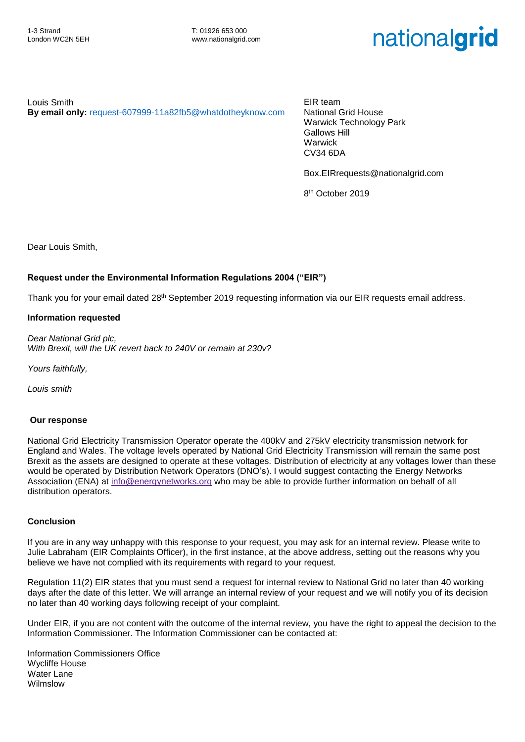1-3 Strand
London WC2N 5EH

T: 01926 653 000
www.nationalgrid.com

nationalgrid

Louis Smith
**By email only:** request-607999-11a82fb5@whatdotheyknow.com

EIR team
National Grid House
Warwick Technology Park
Gallows Hill
Warwick
CV34 6DA

Box.EIRrequests@nationalgrid.com

8th October 2019

Dear Louis Smith,

**Request under the Environmental Information Regulations 2004 ("EIR")**

Thank you for your email dated 28th September 2019 requesting information via our EIR requests email address.

**Information requested**

*Dear National Grid plc,*
*With Brexit, will the UK revert back to 240V or remain at 230v?*

*Yours faithfully,*

*Louis smith*

**Our response**

National Grid Electricity Transmission Operator operate the 400kV and 275kV electricity transmission network for England and Wales. The voltage levels operated by National Grid Electricity Transmission will remain the same post Brexit as the assets are designed to operate at these voltages. Distribution of electricity at any voltages lower than these would be operated by Distribution Network Operators (DNO's). I would suggest contacting the Energy Networks Association (ENA) at info@energynetworks.org who may be able to provide further information on behalf of all distribution operators.

**Conclusion**

If you are in any way unhappy with this response to your request, you may ask for an internal review. Please write to Julie Labraham (EIR Complaints Officer), in the first instance, at the above address, setting out the reasons why you believe we have not complied with its requirements with regard to your request.

Regulation 11(2) EIR states that you must send a request for internal review to National Grid no later than 40 working days after the date of this letter. We will arrange an internal review of your request and we will notify you of its decision no later than 40 working days following receipt of your complaint.

Under EIR, if you are not content with the outcome of the internal review, you have the right to appeal the decision to the Information Commissioner. The Information Commissioner can be contacted at:

Information Commissioners Office
Wycliffe House
Water Lane
Wilmslow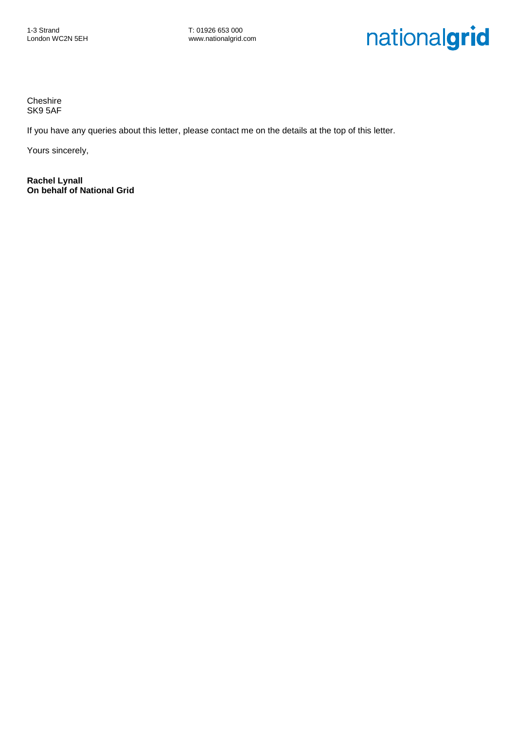1-3 Strand
London WC2N 5EH

T: 01926 653 000
www.nationalgrid.com

Cheshire
SK9 5AF

If you have any queries about this letter, please contact me on the details at the top of this letter.

Yours sincerely,

**Rachel Lynall**
**On behalf of National Grid**